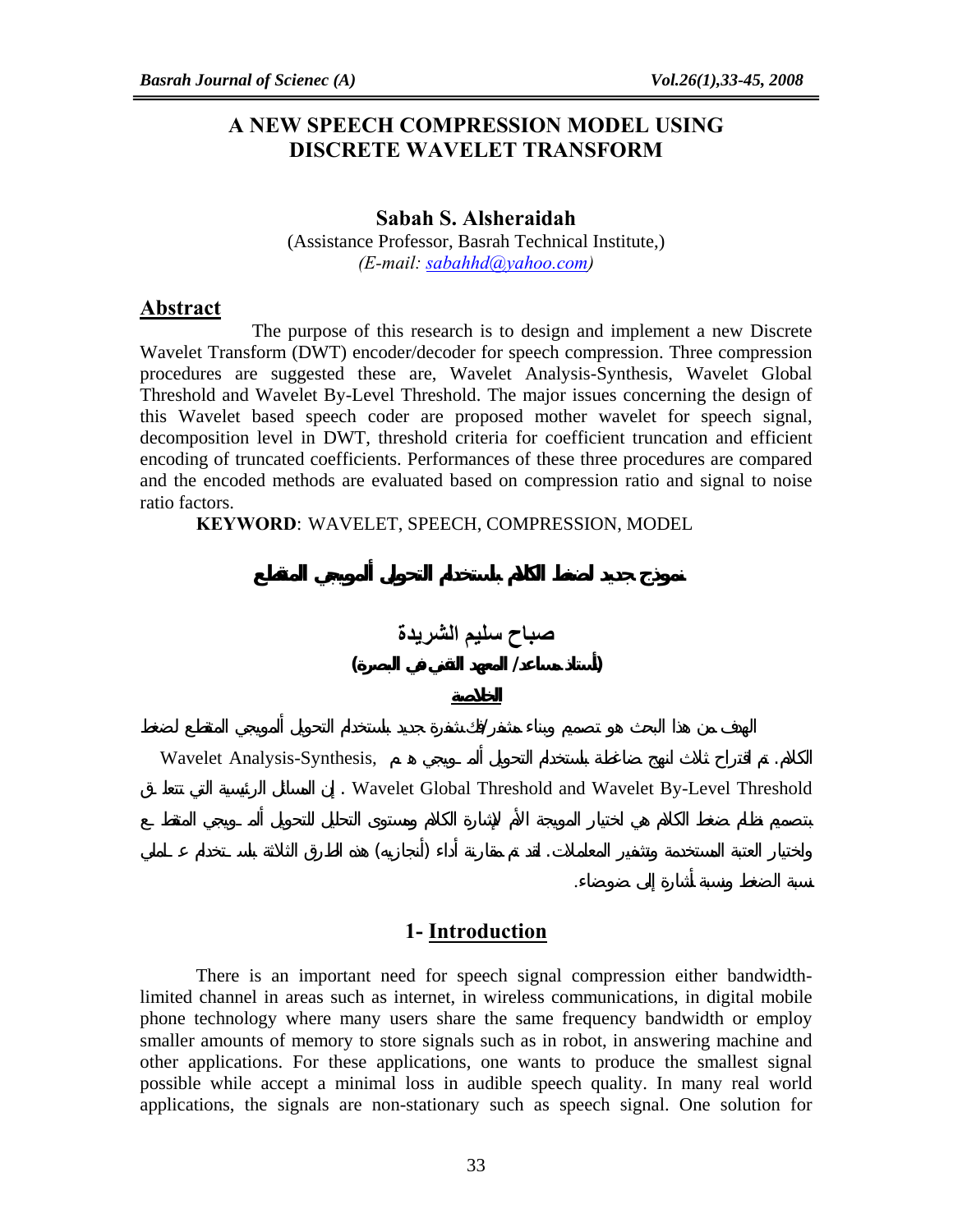# A NEW SPEECH COMPRESSION MODEL USING DISCRETE WAVELET TRANSFORM

**Sabah S. Alsheraidah**

(Assistance Professor, Basrah Technical Institute,)

*(E-mail: sabahhd@yahoo.com)*

## Abstract

The purpose of this research is to design and implement a new Discrete Wavelet Transform (DWT) encoder/decoder for speech compression. Three compression procedures are suggested these are, Wavelet Analysis-Synthesis, Wavelet Global Threshold and Wavelet By-Level Threshold. The major issues concerning the design of this Wavelet based speech coder are proposed mother wavelet for speech signal, decomposition level in DWT, threshold criteria for coefficient truncation and efficient encoding of truncated coefficients. Performances of these three procedures are compared and the encoded methods are evaluated based on compression ratio and signal to noise ratio factors.

**KEYWORD**: WAVELET, SPEECH, COMPRESSION, MODEL

# نموذج جديد لضغط الكلام باستخدام التحويل ألمويجي المتقطع

**صباح سليم الشريدة**

**(أستاذ مساعد/ المعهد التقني في البصرة)**

## الخلاصة

الهدف من هذا البحث هو تصميم وبناء مشفر/فك شفرة جديد باستخدام التحويل ألمويجي المتقطع لضغط الكلام. تم اقتراح ثلاث انهج ضاغطة باستخدام التحويل ألمويجي هي Wavelet Analysis-Synthesis, Wavelet Global Threshold and Wavelet By-Level Threshold. إن المسائل الرئيسية التي تتعلق بتصميم نظام ضغط الكلام هي لاختيار المويجة الأم لإشارة الكلام ومستوى التحليل للتحويل ألمويجي المتقطع واختيار العتبة المستخدمة وتشفير المعاملات. لقد تم مقارنة أداء (أنجازيه) هذه الطرق الثلاثة باستخدام عاملي نسبة الضغط ونسبة الإشارة إلى ضوضاء.

## 1- Introduction

There is an important need for speech signal compression either bandwidth-limited channel in areas such as internet, in wireless communications, in digital mobile phone technology where many users share the same frequency bandwidth or employ smaller amounts of memory to store signals such as in robot, in answering machine and other applications. For these applications, one wants to produce the smallest signal possible while accept a minimal loss in audible speech quality. In many real world applications, the signals are non-stationary such as speech signal. One solution for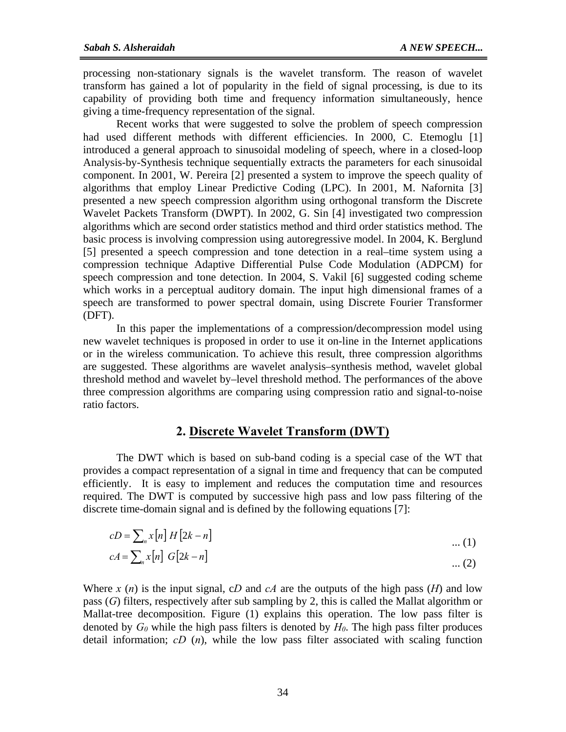processing non-stationary signals is the wavelet transform. The reason of wavelet transform has gained a lot of popularity in the field of signal processing, is due to its capability of providing both time and frequency information simultaneously, hence giving a time-frequency representation of the signal.

Recent works that were suggested to solve the problem of speech compression had used different methods with different efficiencies. In 2000, C. Etemoglu [1] introduced a general approach to sinusoidal modeling of speech, where in a closed-loop Analysis-by-Synthesis technique sequentially extracts the parameters for each sinusoidal component. In 2001, W. Pereira [2] presented a system to improve the speech quality of algorithms that employ Linear Predictive Coding (LPC). In 2001, M. Nafornita [3] presented a new speech compression algorithm using orthogonal transform the Discrete Wavelet Packets Transform (DWPT). In 2002, G. Sin [4] investigated two compression algorithms which are second order statistics method and third order statistics method. The basic process is involving compression using autoregressive model. In 2004, K. Berglund [5] presented a speech compression and tone detection in a real–time system using a compression technique Adaptive Differential Pulse Code Modulation (ADPCM) for speech compression and tone detection. In 2004, S. Vakil [6] suggested coding scheme which works in a perceptual auditory domain. The input high dimensional frames of a speech are transformed to power spectral domain, using Discrete Fourier Transformer (DFT).

In this paper the implementations of a compression/decompression model using new wavelet techniques is proposed in order to use it on-line in the Internet applications or in the wireless communication. To achieve this result, three compression algorithms are suggested. These algorithms are wavelet analysis–synthesis method, wavelet global threshold method and wavelet by–level threshold method. The performances of the above three compression algorithms are comparing using compression ratio and signal-to-noise ratio factors.

## 2. Discrete Wavelet Transform (DWT)

The DWT which is based on sub-band coding is a special case of the WT that provides a compact representation of a signal in time and frequency that can be computed efficiently. It is easy to implement and reduces the computation time and resources required. The DWT is computed by successive high pass and low pass filtering of the discrete time-domain signal and is defined by the following equations [7]:

$$cD = \sum_{n} x[n]\, H[2k-n] \qquad \text{... (1)}$$

$$cA = \sum_{n} x[n]\, G[2k-n] \qquad \text{... (2)}$$

Where $x(n)$ is the input signal, $cD$ and $cA$ are the outputs of the high pass ($H$) and low pass ($G$) filters, respectively after sub sampling by 2, this is called the Mallat algorithm or Mallat-tree decomposition. Figure (1) explains this operation. The low pass filter is denoted by $G_0$ while the high pass filters is denoted by $H_0$. The high pass filter produces detail information; $cD(n)$, while the low pass filter associated with scaling function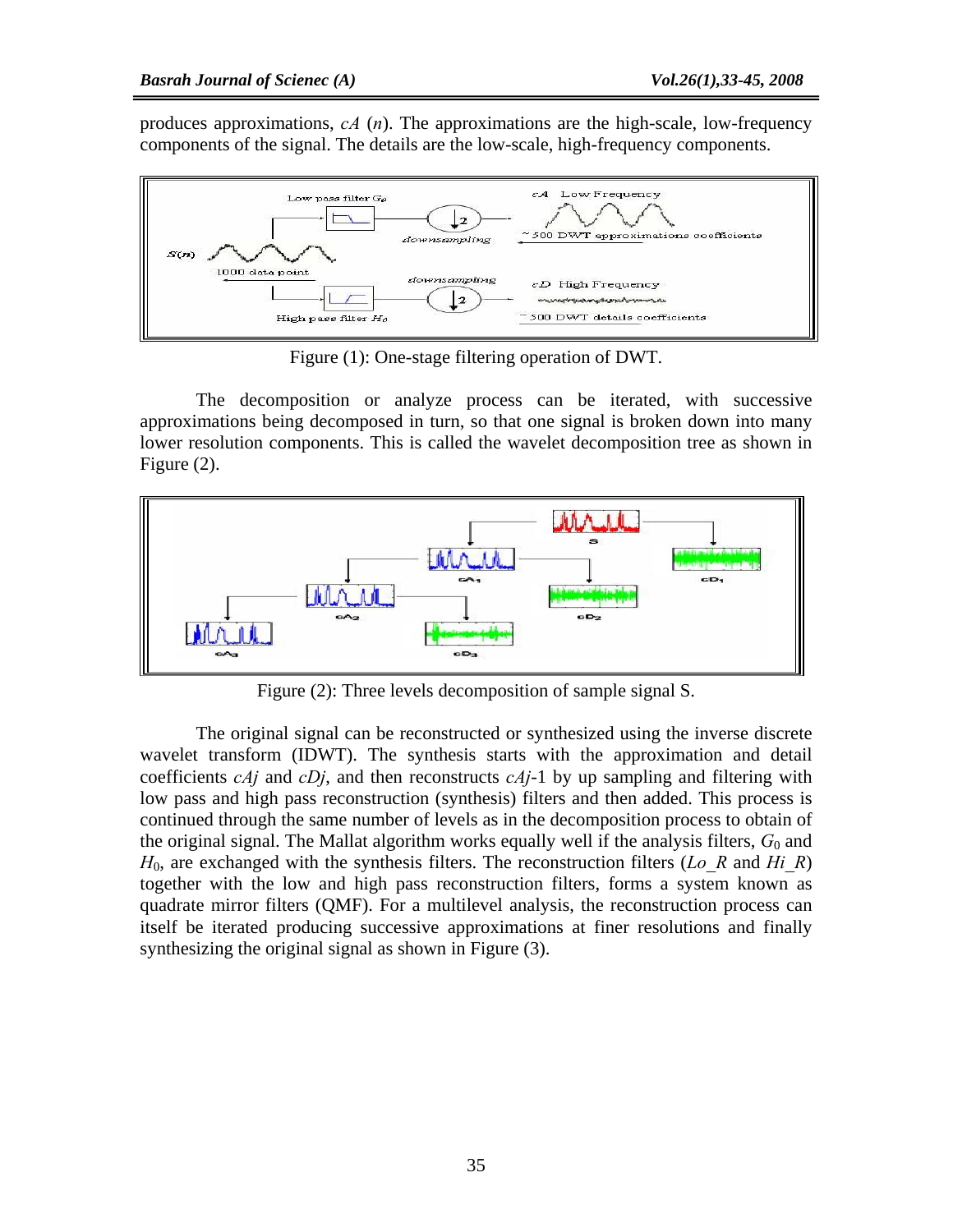produces approximations, $cA(n)$. The approximations are the high-scale, low-frequency components of the signal. The details are the low-scale, high-frequency components.

Figure (1): One-stage filtering operation of DWT.

The decomposition or analyze process can be iterated, with successive approximations being decomposed in turn, so that one signal is broken down into many lower resolution components. This is called the wavelet decomposition tree as shown in Figure (2).

Figure (2): Three levels decomposition of sample signal S.

The original signal can be reconstructed or synthesized using the inverse discrete wavelet transform (IDWT). The synthesis starts with the approximation and detail coefficients $cAj$ and $cDj$, and then reconstructs $cAj$-1 by up sampling and filtering with low pass and high pass reconstruction (synthesis) filters and then added. This process is continued through the same number of levels as in the decomposition process to obtain of the original signal. The Mallat algorithm works equally well if the analysis filters, $G_0$ and $H_0$, are exchanged with the synthesis filters. The reconstruction filters ($Lo\_R$ and $Hi\_R$) together with the low and high pass reconstruction filters, forms a system known as quadrate mirror filters (QMF). For a multilevel analysis, the reconstruction process can itself be iterated producing successive approximations at finer resolutions and finally synthesizing the original signal as shown in Figure (3).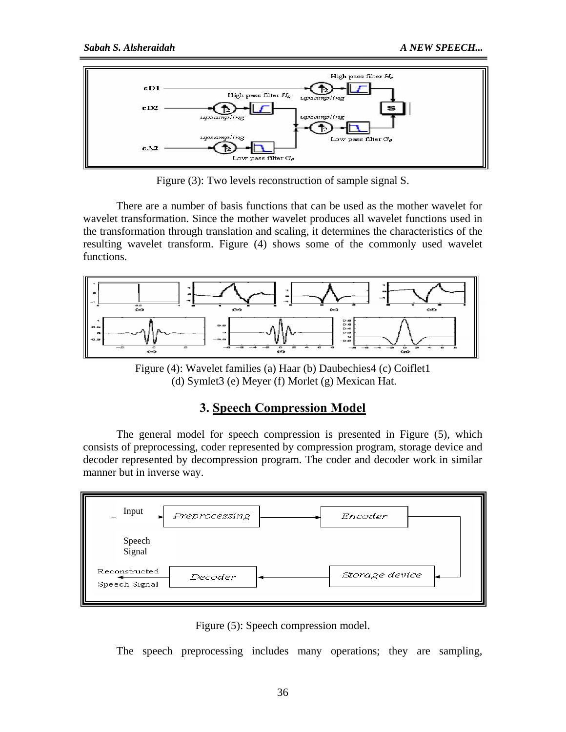Figure (3): Two levels reconstruction of sample signal S.

There are a number of basis functions that can be used as the mother wavelet for wavelet transformation. Since the mother wavelet produces all wavelet functions used in the transformation through translation and scaling, it determines the characteristics of the resulting wavelet transform. Figure (4) shows some of the commonly used wavelet functions.

Figure (4): Wavelet families (a) Haar (b) Daubechies4 (c) Coiflet1 (d) Symlet3 (e) Meyer (f) Morlet (g) Mexican Hat.

## 3. Speech Compression Model

The general model for speech compression is presented in Figure (5), which consists of preprocessing, coder represented by compression program, storage device and decoder represented by decompression program. The coder and decoder work in similar manner but in inverse way.

Figure (5): Speech compression model.

The speech preprocessing includes many operations; they are sampling,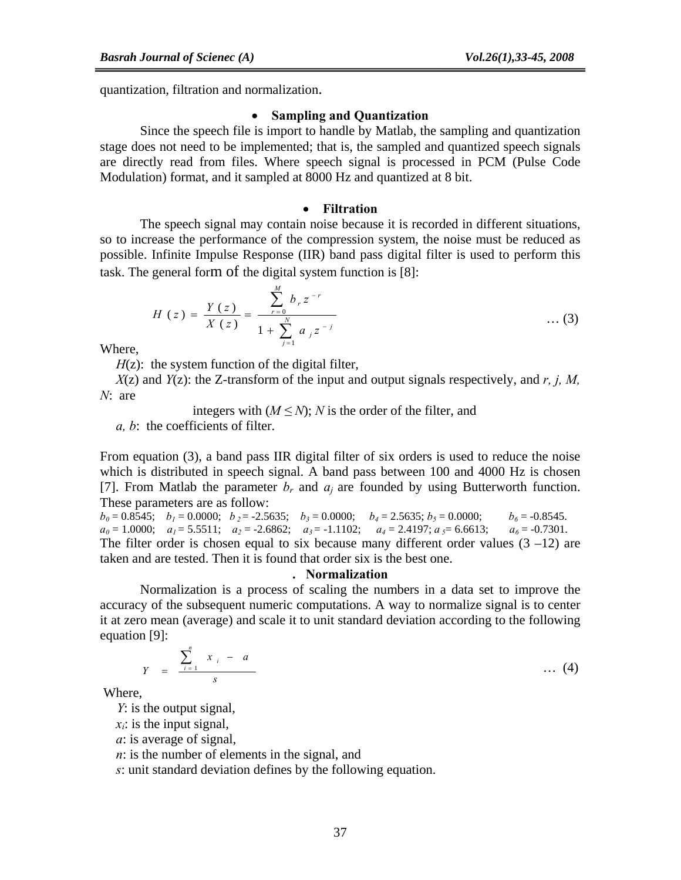quantization, filtration and normalization.

- **Sampling and Quantization**

Since the speech file is import to handle by Matlab, the sampling and quantization stage does not need to be implemented; that is, the sampled and quantized speech signals are directly read from files. Where speech signal is processed in PCM (Pulse Code Modulation) format, and it sampled at 8000 Hz and quantized at 8 bit.

- **Filtration**

The speech signal may contain noise because it is recorded in different situations, so to increase the performance of the compression system, the noise must be reduced as possible. Infinite Impulse Response (IIR) band pass digital filter is used to perform this task. The general form of the digital system function is [8]:

$$H(z) = \frac{Y(z)}{X(z)} = \frac{\sum_{r=0}^{M} b_r z^{-r}}{1 + \sum_{j=1}^{N} a_j z^{-j}} \qquad \dots (3)$$

Where,

$H(z)$: the system function of the digital filter,

$X(z)$ and $Y(z)$: the Z-transform of the input and output signals respectively, and *r, j, M, N*: are integers with ($M \leq N$); *N* is the order of the filter, and

*a, b*: the coefficients of filter.

From equation (3), a band pass IIR digital filter of six orders is used to reduce the noise which is distributed in speech signal. A band pass between 100 and 4000 Hz is chosen [7]. From Matlab the parameter $b_r$ and $a_j$ are founded by using Butterworth function. These parameters are as follow:

$b_0$ = 0.8545; $b_1$ = 0.0000; $b_2$ = -2.5635; $b_3$ = 0.0000; $b_4$ = 2.5635; $b_5$ = 0.0000; $b_6$ = -0.8545.

$a_0$ = 1.0000; $a_1$ = 5.5511; $a_2$ = -2.6862; $a_3$ = -1.1102; $a_4$ = 2.4197; $a_5$= 6.6613; $a_6$ = -0.7301.

The filter order is chosen equal to six because many different order values (3 –12) are taken and are tested. Then it is found that order six is the best one.

- **Normalization**

Normalization is a process of scaling the numbers in a data set to improve the accuracy of the subsequent numeric computations. A way to normalize signal is to center it at zero mean (average) and scale it to unit standard deviation according to the following equation [9]:

$$Y = \frac{\sum_{i=1}^{n} x_i - a}{s} \qquad \dots (4)$$

Where,

$Y$: is the output signal,

$x_i$: is the input signal,

$a$: is average of signal,

$n$: is the number of elements in the signal, and

$s$: unit standard deviation defines by the following equation.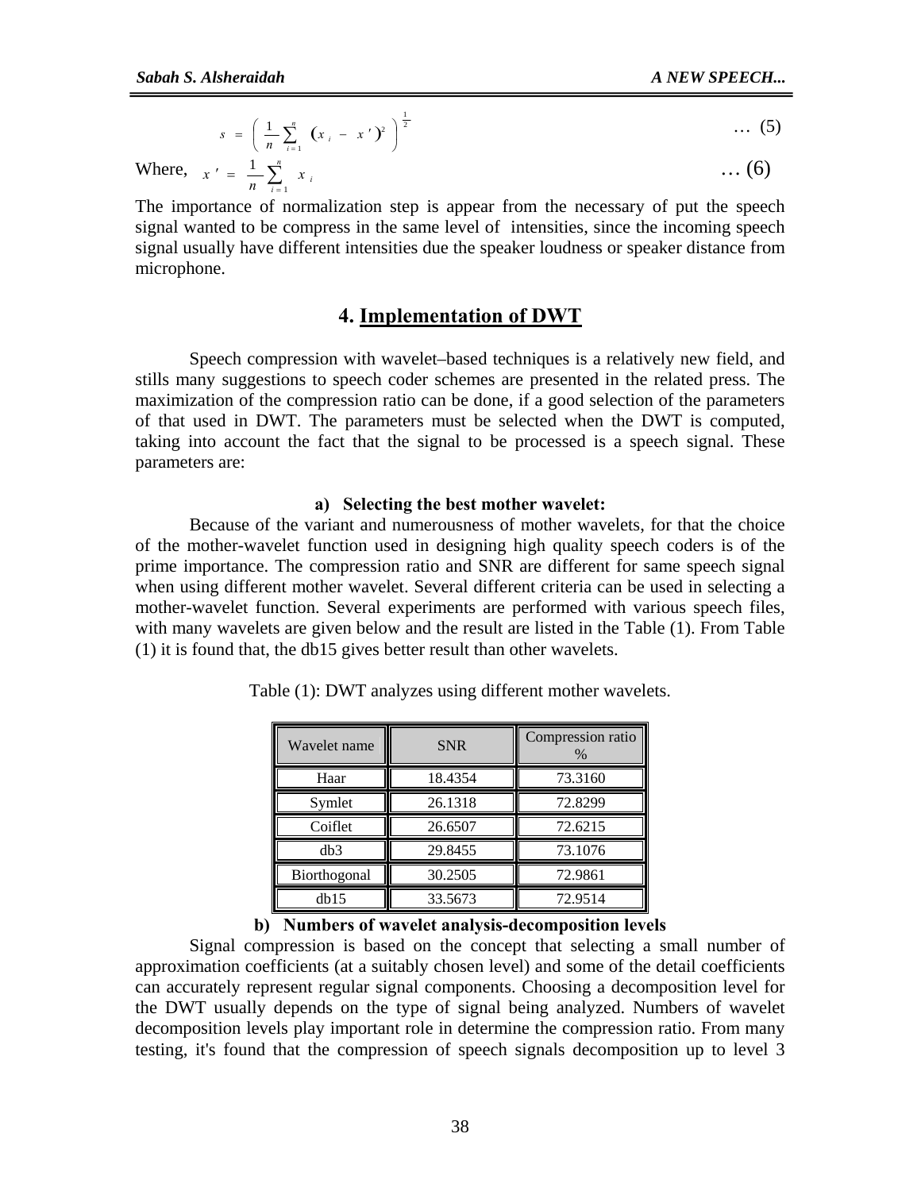$$s = \left( \frac{1}{n} \sum_{i=1}^{n} (x_i - x')^2 \right)^{\frac{1}{2}} \quad \dots (5)$$

Where, $x' = \frac{1}{n} \sum_{i=1}^{n} x_i \quad \dots (6)$

The importance of normalization step is appear from the necessary of put the speech signal wanted to be compress in the same level of intensities, since the incoming speech signal usually have different intensities due the speaker loudness or speaker distance from microphone.

## 4. Implementation of DWT

Speech compression with wavelet–based techniques is a relatively new field, and stills many suggestions to speech coder schemes are presented in the related press. The maximization of the compression ratio can be done, if a good selection of the parameters of that used in DWT. The parameters must be selected when the DWT is computed, taking into account the fact that the signal to be processed is a speech signal. These parameters are:

**a) Selecting the best mother wavelet:**

Because of the variant and numerousness of mother wavelets, for that the choice of the mother-wavelet function used in designing high quality speech coders is of the prime importance. The compression ratio and SNR are different for same speech signal when using different mother wavelet. Several different criteria can be used in selecting a mother-wavelet function. Several experiments are performed with various speech files, with many wavelets are given below and the result are listed in the Table (1). From Table (1) it is found that, the db15 gives better result than other wavelets.

Table (1): DWT analyzes using different mother wavelets.

| Wavelet name | SNR | Compression ratio % |
|---|---|---|
| Haar | 18.4354 | 73.3160 |
| Symlet | 26.1318 | 72.8299 |
| Coiflet | 26.6507 | 72.6215 |
| db3 | 29.8455 | 73.1076 |
| Biorthogonal | 30.2505 | 72.9861 |
| db15 | 33.5673 | 72.9514 |

**b) Numbers of wavelet analysis-decomposition levels**

Signal compression is based on the concept that selecting a small number of approximation coefficients (at a suitably chosen level) and some of the detail coefficients can accurately represent regular signal components. Choosing a decomposition level for the DWT usually depends on the type of signal being analyzed. Numbers of wavelet decomposition levels play important role in determine the compression ratio. From many testing, it's found that the compression of speech signals decomposition up to level 3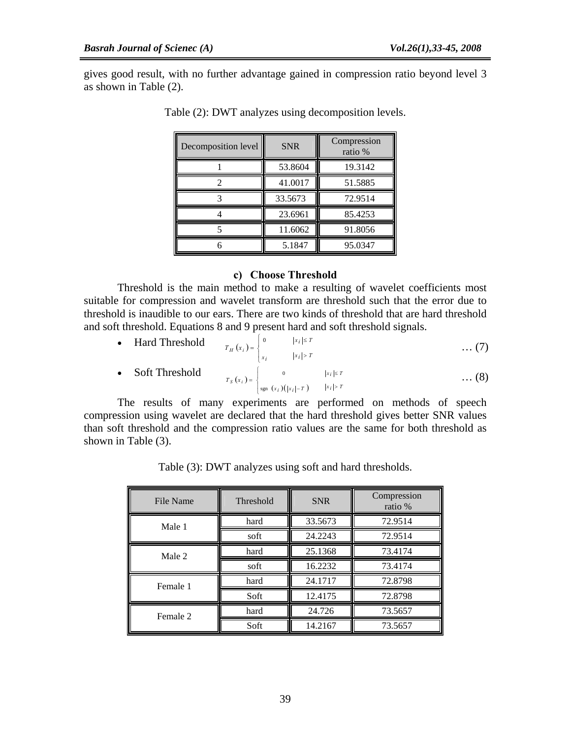gives good result, with no further advantage gained in compression ratio beyond level 3 as shown in Table (2).

Table (2): DWT analyzes using decomposition levels.

| Decomposition level | SNR | Compression ratio % |
|---|---|---|
| 1 | 53.8604 | 19.3142 |
| 2 | 41.0017 | 51.5885 |
| 3 | 33.5673 | 72.9514 |
| 4 | 23.6961 | 85.4253 |
| 5 | 11.6062 | 91.8056 |
| 6 | 5.1847 | 95.0347 |

#### c) Choose Threshold

Threshold is the main method to make a resulting of wavelet coefficients most suitable for compression and wavelet transform are threshold such that the error due to threshold is inaudible to our ears. There are two kinds of threshold that are hard threshold and soft threshold. Equations 8 and 9 present hard and soft threshold signals.

- Hard Threshold

$$T_H(x_i) = \begin{cases} 0 & |x_i| \le T \\ x_i & |x_i| > T \end{cases} \quad \dots (7)$$

- Soft Threshold

$$T_S(x_i) = \begin{cases} 0 & |x_i| \le T \\ \operatorname{sgn}(x_i)(|x_i| - T) & |x_i| > T \end{cases} \quad \dots (8)$$

The results of many experiments are performed on methods of speech compression using wavelet are declared that the hard threshold gives better SNR values than soft threshold and the compression ratio values are the same for both threshold as shown in Table (3).

Table (3): DWT analyzes using soft and hard thresholds.

| File Name | Threshold | SNR | Compression ratio % |
|---|---|---|---|
| Male 1 | hard | 33.5673 | 72.9514 |
| | soft | 24.2243 | 72.9514 |
| Male 2 | hard | 25.1368 | 73.4174 |
| | soft | 16.2232 | 73.4174 |
| Female 1 | hard | 24.1717 | 72.8798 |
| | Soft | 12.4175 | 72.8798 |
| Female 2 | hard | 24.726 | 73.5657 |
| | Soft | 14.2167 | 73.5657 |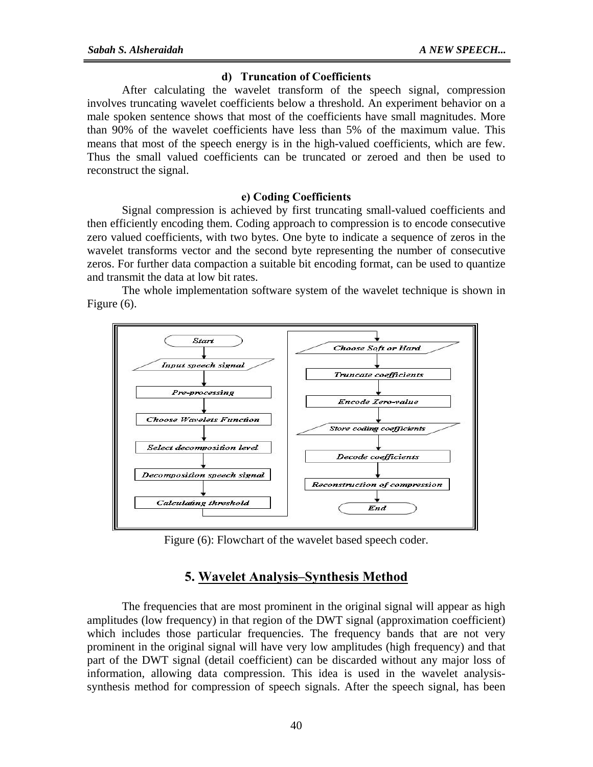### d) Truncation of Coefficients

After calculating the wavelet transform of the speech signal, compression involves truncating wavelet coefficients below a threshold. An experiment behavior on a male spoken sentence shows that most of the coefficients have small magnitudes. More than 90% of the wavelet coefficients have less than 5% of the maximum value. This means that most of the speech energy is in the high-valued coefficients, which are few. Thus the small valued coefficients can be truncated or zeroed and then be used to reconstruct the signal.

### e) Coding Coefficients

Signal compression is achieved by first truncating small-valued coefficients and then efficiently encoding them. Coding approach to compression is to encode consecutive zero valued coefficients, with two bytes. One byte to indicate a sequence of zeros in the wavelet transforms vector and the second byte representing the number of consecutive zeros. For further data compaction a suitable bit encoding format, can be used to quantize and transmit the data at low bit rates.

The whole implementation software system of the wavelet technique is shown in Figure (6).

Figure (6): Flowchart of the wavelet based speech coder.

## 5. Wavelet Analysis–Synthesis Method

The frequencies that are most prominent in the original signal will appear as high amplitudes (low frequency) in that region of the DWT signal (approximation coefficient) which includes those particular frequencies. The frequency bands that are not very prominent in the original signal will have very low amplitudes (high frequency) and that part of the DWT signal (detail coefficient) can be discarded without any major loss of information, allowing data compression. This idea is used in the wavelet analysis-synthesis method for compression of speech signals. After the speech signal, has been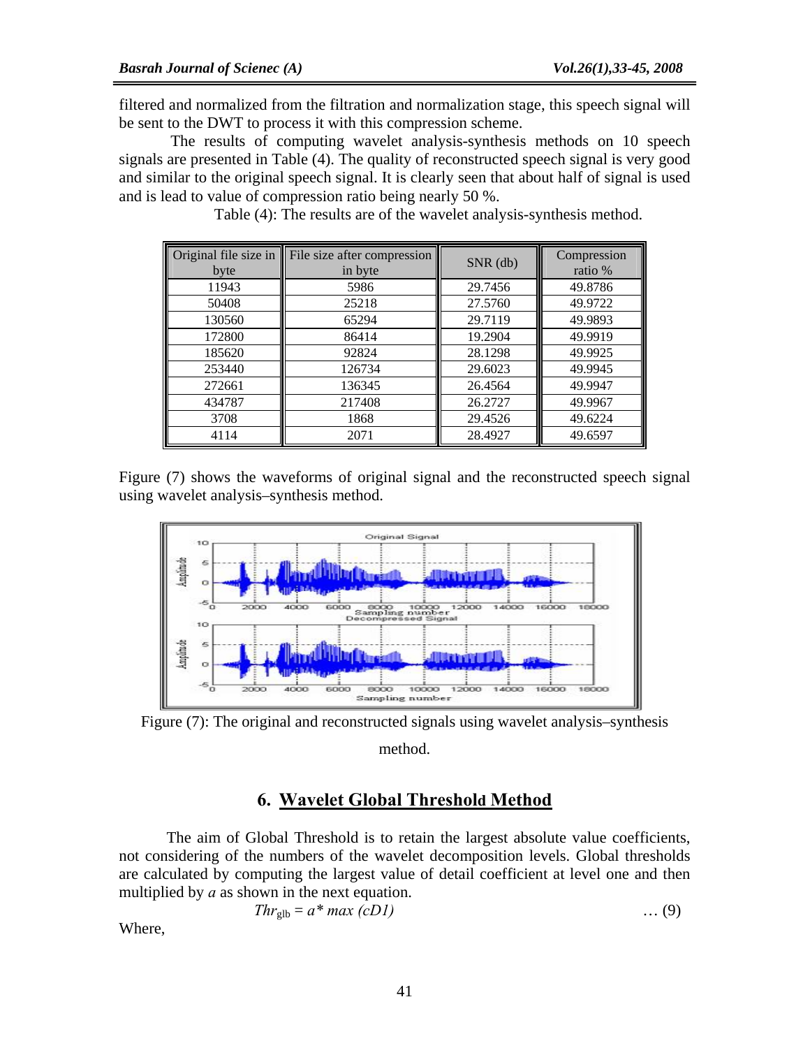filtered and normalized from the filtration and normalization stage, this speech signal will be sent to the DWT to process it with this compression scheme.

The results of computing wavelet analysis-synthesis methods on 10 speech signals are presented in Table (4). The quality of reconstructed speech signal is very good and similar to the original speech signal. It is clearly seen that about half of signal is used and is lead to value of compression ratio being nearly 50 %.

Table (4): The results are of the wavelet analysis-synthesis method.

| Original file size in byte | File size after compression in byte | SNR (db) | Compression ratio % |
|---|---|---|---|
| 11943 | 5986 | 29.7456 | 49.8786 |
| 50408 | 25218 | 27.5760 | 49.9722 |
| 130560 | 65294 | 29.7119 | 49.9893 |
| 172800 | 86414 | 19.2904 | 49.9919 |
| 185620 | 92824 | 28.1298 | 49.9925 |
| 253440 | 126734 | 29.6023 | 49.9945 |
| 272661 | 136345 | 26.4564 | 49.9947 |
| 434787 | 217408 | 26.2727 | 49.9967 |
| 3708 | 1868 | 29.4526 | 49.6224 |
| 4114 | 2071 | 28.4927 | 49.6597 |

Figure (7) shows the waveforms of original signal and the reconstructed speech signal using wavelet analysis–synthesis method.

Figure (7): The original and reconstructed signals using wavelet analysis–synthesis method.

## 6. Wavelet Global Threshold Method

The aim of Global Threshold is to retain the largest absolute value coefficients, not considering of the numbers of the wavelet decomposition levels. Global thresholds are calculated by computing the largest value of detail coefficient at level one and then multiplied by $a$ as shown in the next equation.

$$Thr_{glb} = a * max\,(cD1) \qquad \ldots (9)$$

Where,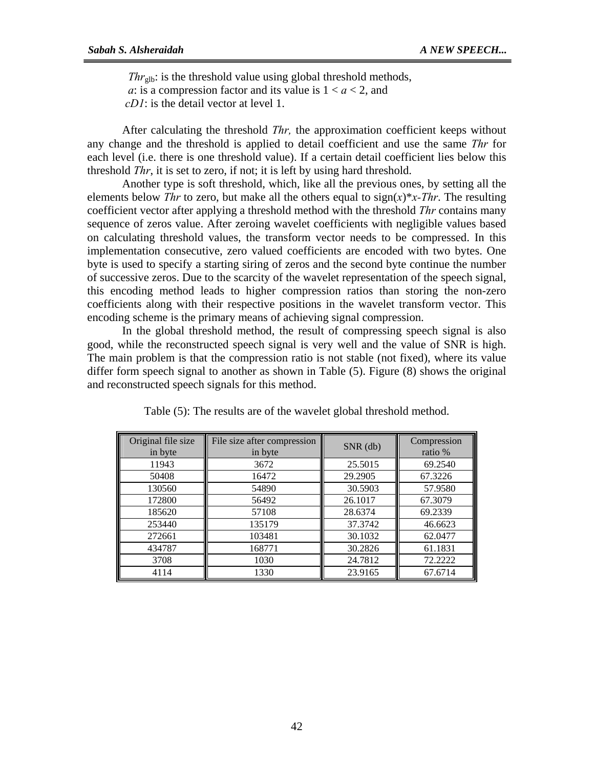$Thr_{glb}$: is the threshold value using global threshold methods,
$a$: is a compression factor and its value is $1 < a < 2$, and
$cD1$: is the detail vector at level 1.

After calculating the threshold $Thr$, the approximation coefficient keeps without any change and the threshold is applied to detail coefficient and use the same $Thr$ for each level (i.e. there is one threshold value). If a certain detail coefficient lies below this threshold $Thr$, it is set to zero, if not; it is left by using hard threshold.

Another type is soft threshold, which, like all the previous ones, by setting all the elements below $Thr$ to zero, but make all the others equal to $\text{sign}(x)*x\text{-}Thr$. The resulting coefficient vector after applying a threshold method with the threshold $Thr$ contains many sequence of zeros value. After zeroing wavelet coefficients with negligible values based on calculating threshold values, the transform vector needs to be compressed. In this implementation consecutive, zero valued coefficients are encoded with two bytes. One byte is used to specify a starting siring of zeros and the second byte continue the number of successive zeros. Due to the scarcity of the wavelet representation of the speech signal, this encoding method leads to higher compression ratios than storing the non-zero coefficients along with their respective positions in the wavelet transform vector. This encoding scheme is the primary means of achieving signal compression.

In the global threshold method, the result of compressing speech signal is also good, while the reconstructed speech signal is very well and the value of SNR is high. The main problem is that the compression ratio is not stable (not fixed), where its value differ form speech signal to another as shown in Table (5). Figure (8) shows the original and reconstructed speech signals for this method.

Table (5): The results are of the wavelet global threshold method.

| Original file size in byte | File size after compression in byte | SNR (db) | Compression ratio % |
|---|---|---|---|
| 11943 | 3672 | 25.5015 | 69.2540 |
| 50408 | 16472 | 29.2905 | 67.3226 |
| 130560 | 54890 | 30.5903 | 57.9580 |
| 172800 | 56492 | 26.1017 | 67.3079 |
| 185620 | 57108 | 28.6374 | 69.2339 |
| 253440 | 135179 | 37.3742 | 46.6623 |
| 272661 | 103481 | 30.1032 | 62.0477 |
| 434787 | 168771 | 30.2826 | 61.1831 |
| 3708 | 1030 | 24.7812 | 72.2222 |
| 4114 | 1330 | 23.9165 | 67.6714 |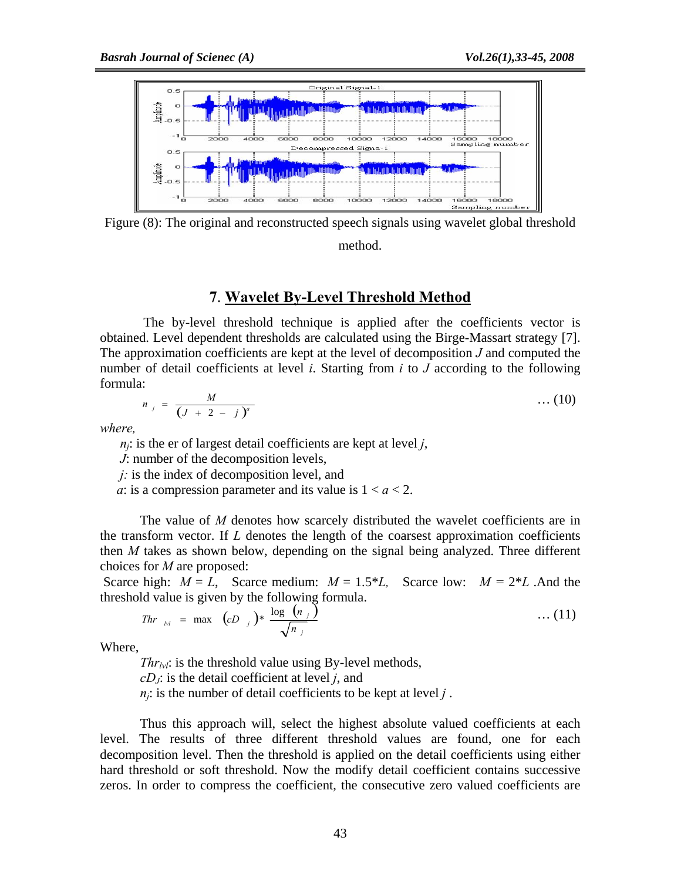Figure (8): The original and reconstructed speech signals using wavelet global threshold method.

## 7. Wavelet By-Level Threshold Method

The by-level threshold technique is applied after the coefficients vector is obtained. Level dependent thresholds are calculated using the Birge-Massart strategy [7]. The approximation coefficients are kept at the level of decomposition $J$ and computed the number of detail coefficients at level $i$. Starting from $i$ to $J$ according to the following formula:

$$n_j = \frac{M}{(J + 2 - j)^a} \qquad \ldots (10)$$

*where,*

$n_j$: is the er of largest detail coefficients are kept at level $j$,

$J$: number of the decomposition levels,

$j$: is the index of decomposition level, and

$a$: is a compression parameter and its value is $1 < a < 2$.

The value of $M$ denotes how scarcely distributed the wavelet coefficients are in the transform vector. If $L$ denotes the length of the coarsest approximation coefficients then $M$ takes as shown below, depending on the signal being analyzed. Three different choices for $M$ are proposed:

Scarce high: $M = L$, Scarce medium: $M = 1.5*L$, Scarce low: $M = 2*L$ .And the threshold value is given by the following formula.

$$Thr_{lvl} = \max\left(cD_j\right) * \frac{\log\left(n_j\right)}{\sqrt{n_j}} \qquad \ldots (11)$$

Where,

$Thr_{lvl}$: is the threshold value using By-level methods,

$cD_J$: is the detail coefficient at level $j$, and

$n_j$: is the number of detail coefficients to be kept at level $j$ .

Thus this approach will, select the highest absolute valued coefficients at each level. The results of three different threshold values are found, one for each decomposition level. Then the threshold is applied on the detail coefficients using either hard threshold or soft threshold. Now the modify detail coefficient contains successive zeros. In order to compress the coefficient, the consecutive zero valued coefficients are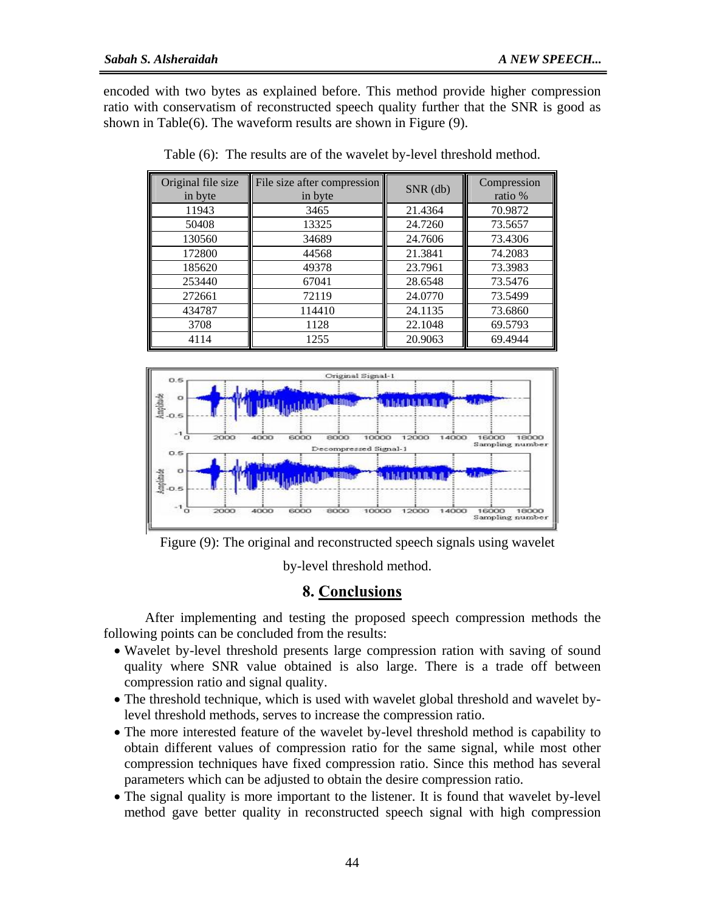encoded with two bytes as explained before. This method provide higher compression ratio with conservatism of reconstructed speech quality further that the SNR is good as shown in Table(6). The waveform results are shown in Figure (9).

Table (6): The results are of the wavelet by-level threshold method.

| Original file size in byte | File size after compression in byte | SNR (db) | Compression ratio % |
|---|---|---|---|
| 11943 | 3465 | 21.4364 | 70.9872 |
| 50408 | 13325 | 24.7260 | 73.5657 |
| 130560 | 34689 | 24.7606 | 73.4306 |
| 172800 | 44568 | 21.3841 | 74.2083 |
| 185620 | 49378 | 23.7961 | 73.3983 |
| 253440 | 67041 | 28.6548 | 73.5476 |
| 272661 | 72119 | 24.0770 | 73.5499 |
| 434787 | 114410 | 24.1135 | 73.6860 |
| 3708 | 1128 | 22.1048 | 69.5793 |
| 4114 | 1255 | 20.9063 | 69.4944 |

Figure (9): The original and reconstructed speech signals using wavelet by-level threshold method.

## 8. Conclusions

After implementing and testing the proposed speech compression methods the following points can be concluded from the results:

- Wavelet by-level threshold presents large compression ration with saving of sound quality where SNR value obtained is also large. There is a trade off between compression ratio and signal quality.
- The threshold technique, which is used with wavelet global threshold and wavelet by-level threshold methods, serves to increase the compression ratio.
- The more interested feature of the wavelet by-level threshold method is capability to obtain different values of compression ratio for the same signal, while most other compression techniques have fixed compression ratio. Since this method has several parameters which can be adjusted to obtain the desire compression ratio.
- The signal quality is more important to the listener. It is found that wavelet by-level method gave better quality in reconstructed speech signal with high compression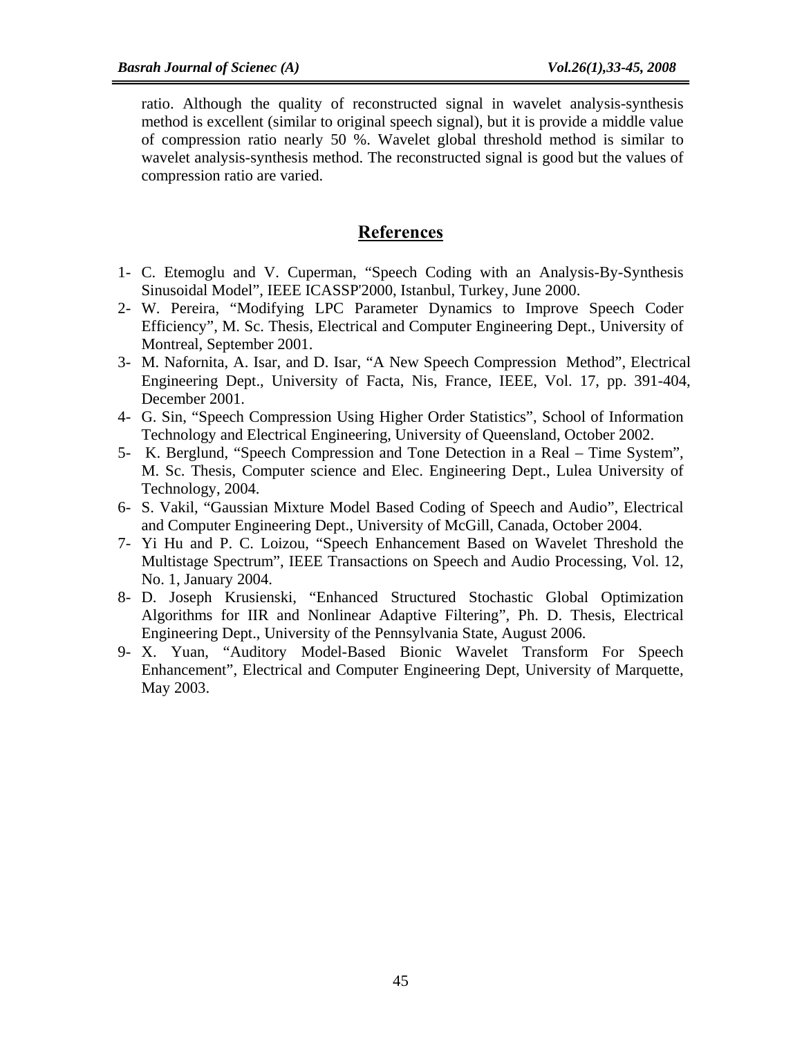ratio. Although the quality of reconstructed signal in wavelet analysis-synthesis method is excellent (similar to original speech signal), but it is provide a middle value of compression ratio nearly 50 %. Wavelet global threshold method is similar to wavelet analysis-synthesis method. The reconstructed signal is good but the values of compression ratio are varied.

## References

1- C. Etemoglu and V. Cuperman, "Speech Coding with an Analysis-By-Synthesis Sinusoidal Model", IEEE ICASSP'2000, Istanbul, Turkey, June 2000.

2- W. Pereira, "Modifying LPC Parameter Dynamics to Improve Speech Coder Efficiency", M. Sc. Thesis, Electrical and Computer Engineering Dept., University of Montreal, September 2001.

3- M. Nafornita, A. Isar, and D. Isar, "A New Speech Compression Method", Electrical Engineering Dept., University of Facta, Nis, France, IEEE, Vol. 17, pp. 391-404, December 2001.

4- G. Sin, "Speech Compression Using Higher Order Statistics", School of Information Technology and Electrical Engineering, University of Queensland, October 2002.

5- K. Berglund, "Speech Compression and Tone Detection in a Real – Time System", M. Sc. Thesis, Computer science and Elec. Engineering Dept., Lulea University of Technology, 2004.

6- S. Vakil, "Gaussian Mixture Model Based Coding of Speech and Audio", Electrical and Computer Engineering Dept., University of McGill, Canada, October 2004.

7- Yi Hu and P. C. Loizou, "Speech Enhancement Based on Wavelet Threshold the Multistage Spectrum", IEEE Transactions on Speech and Audio Processing, Vol. 12, No. 1, January 2004.

8- D. Joseph Krusienski, "Enhanced Structured Stochastic Global Optimization Algorithms for IIR and Nonlinear Adaptive Filtering", Ph. D. Thesis, Electrical Engineering Dept., University of the Pennsylvania State, August 2006.

9- X. Yuan, "Auditory Model-Based Bionic Wavelet Transform For Speech Enhancement", Electrical and Computer Engineering Dept, University of Marquette, May 2003.